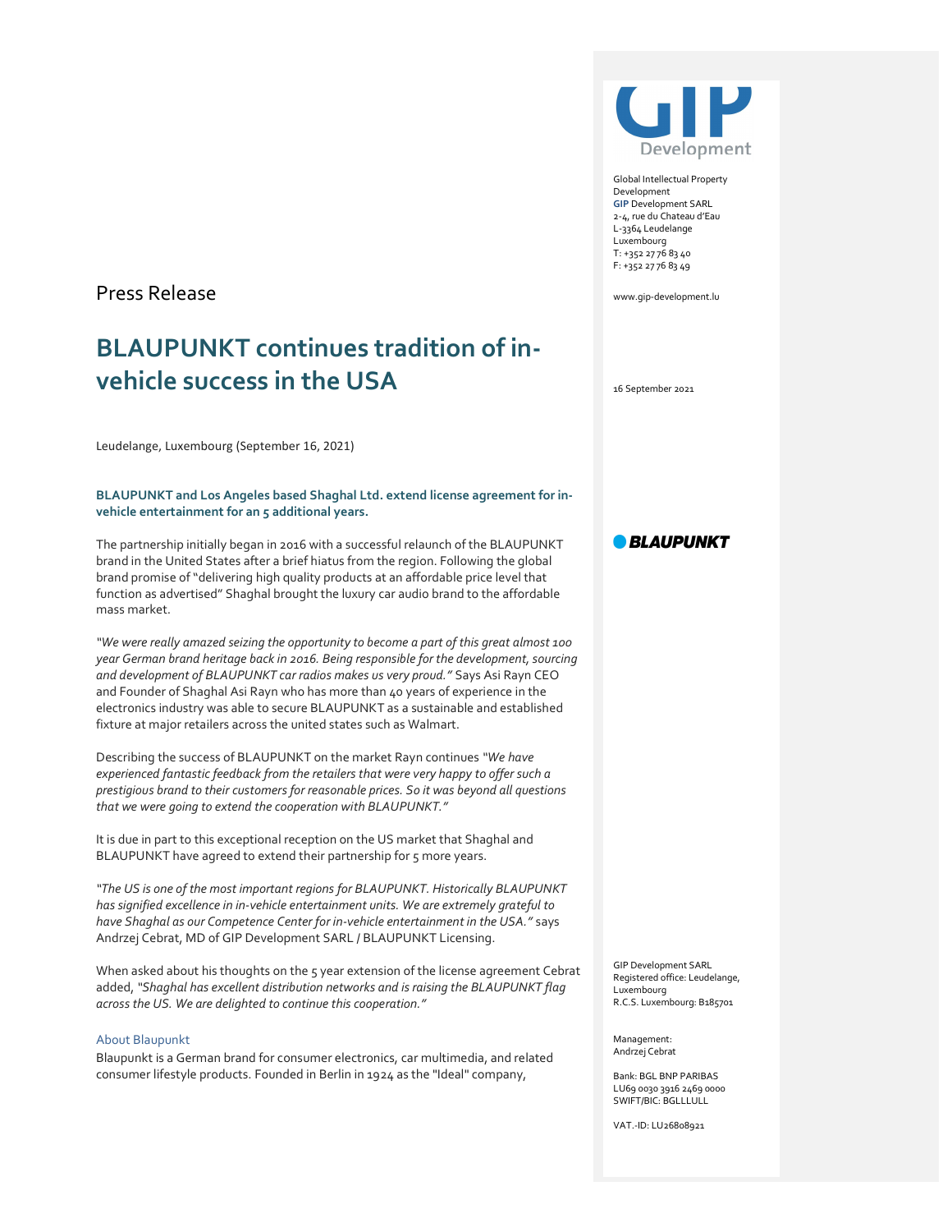Global Intellectual Property Development
**GIP** Development SARL
2-4, rue du Chateau d'Eau
L-3364 Leudelange
Luxembourg
T: +352 27 76 83 40
F: +352 27 76 83 49

www.gip-development.lu

16 September 2021

Press Release

# BLAUPUNKT continues tradition of in-vehicle success in the USA

Leudelange, Luxembourg (September 16, 2021)

**BLAUPUNKT and Los Angeles based Shaghal Ltd. extend license agreement for in-vehicle entertainment for an 5 additional years.**

The partnership initially began in 2016 with a successful relaunch of the BLAUPUNKT brand in the United States after a brief hiatus from the region. Following the global brand promise of "delivering high quality products at an affordable price level that function as advertised" Shaghal brought the luxury car audio brand to the affordable mass market.

*"We were really amazed seizing the opportunity to become a part of this great almost 100 year German brand heritage back in 2016. Being responsible for the development, sourcing and development of BLAUPUNKT car radios makes us very proud."* Says Asi Rayn CEO and Founder of Shaghal Asi Rayn who has more than 40 years of experience in the electronics industry was able to secure BLAUPUNKT as a sustainable and established fixture at major retailers across the united states such as Walmart.

Describing the success of BLAUPUNKT on the market Rayn continues *"We have experienced fantastic feedback from the retailers that were very happy to offer such a prestigious brand to their customers for reasonable prices. So it was beyond all questions that we were going to extend the cooperation with BLAUPUNKT."*

It is due in part to this exceptional reception on the US market that Shaghal and BLAUPUNKT have agreed to extend their partnership for 5 more years.

*"The US is one of the most important regions for BLAUPUNKT. Historically BLAUPUNKT has signified excellence in in-vehicle entertainment units. We are extremely grateful to have Shaghal as our Competence Center for in-vehicle entertainment in the USA."* says Andrzej Cebrat, MD of GIP Development SARL / BLAUPUNKT Licensing.

When asked about his thoughts on the 5 year extension of the license agreement Cebrat added, *"Shaghal has excellent distribution networks and is raising the BLAUPUNKT flag across the US. We are delighted to continue this cooperation."*

### About Blaupunkt

Blaupunkt is a German brand for consumer electronics, car multimedia, and related consumer lifestyle products. Founded in Berlin in 1924 as the "Ideal" company,

GIP Development SARL
Registered office: Leudelange, Luxembourg
R.C.S. Luxembourg: B185701

Management:
Andrzej Cebrat

Bank: BGL BNP PARIBAS
LU69 0030 3916 2469 0000
SWIFT/BIC: BGLLLULL

VAT.-ID: LU26808921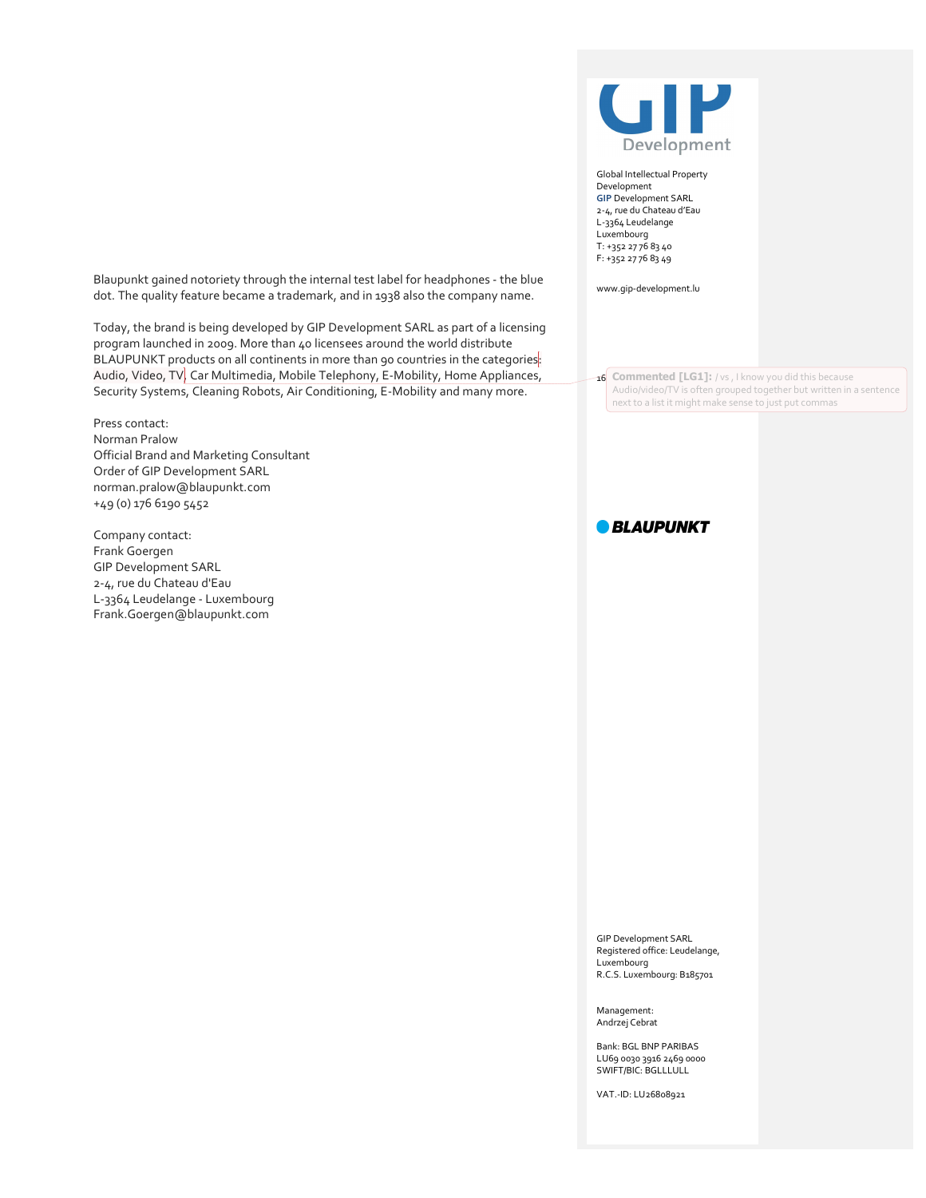Blaupunkt gained notoriety through the internal test label for headphones - the blue dot. The quality feature became a trademark, and in 1938 also the company name.

Today, the brand is being developed by GIP Development SARL as part of a licensing program launched in 2009. More than 40 licensees around the world distribute BLAUPUNKT products on all continents in more than 90 countries in the categories: Audio, Video, TV, Car Multimedia, Mobile Telephony, E-Mobility, Home Appliances, Security Systems, Cleaning Robots, Air Conditioning, E-Mobility and many more.

Press contact:
Norman Pralow
Official Brand and Marketing Consultant
Order of GIP Development SARL
norman.pralow@blaupunkt.com
+49 (0) 176 6190 5452

Company contact:
Frank Goergen
GIP Development SARL
2-4, rue du Chateau d'Eau
L-3364 Leudelange - Luxembourg
Frank.Goergen@blaupunkt.com

GIP Development

Global Intellectual Property Development
GIP Development SARL
2-4, rue du Chateau d'Eau
L-3364 Leudelange
Luxembourg
T: +352 27 76 83 40
F: +352 27 76 83 49

www.gip-development.lu

**Commented [LG1]:** / vs , I know you did this because Audio/video/TV is often grouped together but written in a sentence next to a list it might make sense to just put commas

BLAUPUNKT

GIP Development SARL
Registered office: Leudelange, Luxembourg
R.C.S. Luxembourg: B185701

Management:
Andrzej Cebrat

Bank: BGL BNP PARIBAS
LU69 0030 3916 2469 0000
SWIFT/BIC: BGLLLULL

VAT.-ID: LU26808921